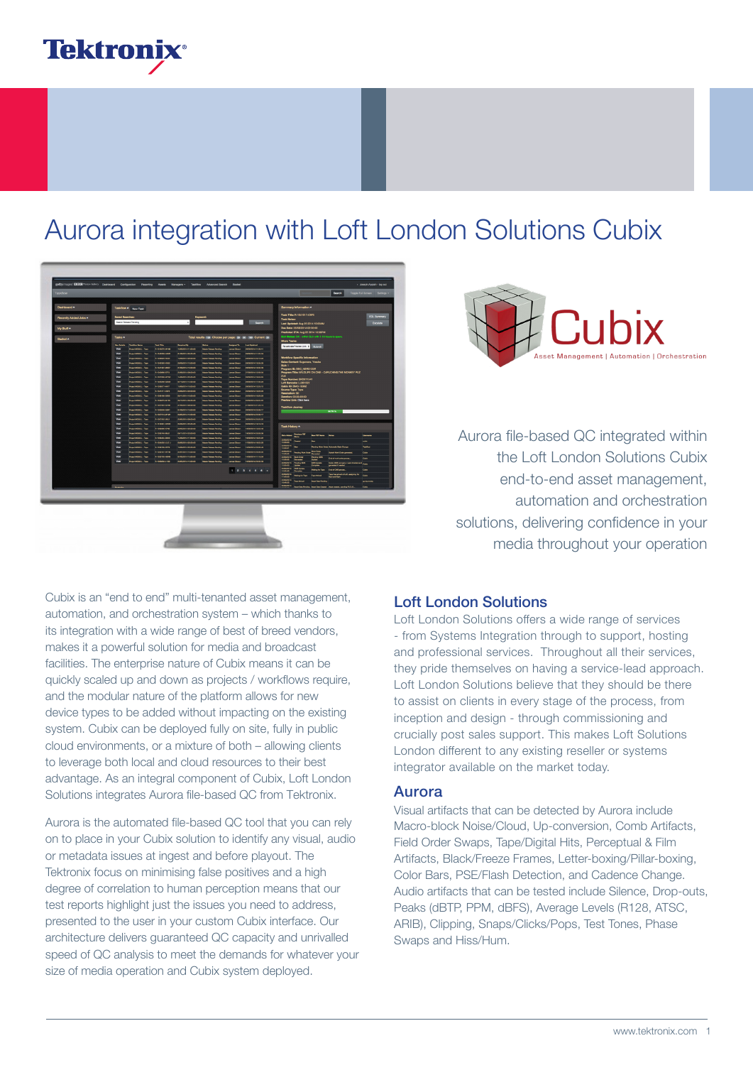# Aurora integration with Loft London Solutions Cubix

Aurora file-based QC integrated within the Loft London Solutions Cubix end-to-end asset management, automation and orchestration solutions, delivering confidence in your media throughout your operation

Cubix is an "end to end" multi-tenanted asset management, automation, and orchestration system – which thanks to its integration with a wide range of best of breed vendors, makes it a powerful solution for media and broadcast facilities. The enterprise nature of Cubix means it can be quickly scaled up and down as projects / workflows require, and the modular nature of the platform allows for new device types to be added without impacting on the existing system. Cubix can be deployed fully on site, fully in public cloud environments, or a mixture of both – allowing clients to leverage both local and cloud resources to their best advantage. As an integral component of Cubix, Loft London Solutions integrates Aurora file-based QC from Tektronix.

Aurora is the automated file-based QC tool that you can rely on to place in your Cubix solution to identify any visual, audio or metadata issues at ingest and before playout. The Tektronix focus on minimising false positives and a high degree of correlation to human perception means that our test reports highlight just the issues you need to address, presented to the user in your custom Cubix interface. Our architecture delivers guaranteed QC capacity and unrivalled speed of QC analysis to meet the demands for whatever your size of media operation and Cubix system deployed.

## Loft London Solutions

Loft London Solutions offers a wide range of services - from Systems Integration through to support, hosting and professional services. Throughout all their services, they pride themselves on having a service-lead approach. Loft London Solutions believe that they should be there to assist on clients in every stage of the process, from inception and design - through commissioning and crucially post sales support. This makes Loft Solutions London different to any existing reseller or systems integrator available on the market today.

## Aurora

Visual artifacts that can be detected by Aurora include Macro-block Noise/Cloud, Up-conversion, Comb Artifacts, Field Order Swaps, Tape/Digital Hits, Perceptual & Film Artifacts, Black/Freeze Frames, Letter-boxing/Pillar-boxing, Color Bars, PSE/Flash Detection, and Cadence Change. Audio artifacts that can be tested include Silence, Drop-outs, Peaks (dBTP, PPM, dBFS), Average Levels (R128, ATSC, ARIB), Clipping, Snaps/Clicks/Pops, Test Tones, Phase Swaps and Hiss/Hum.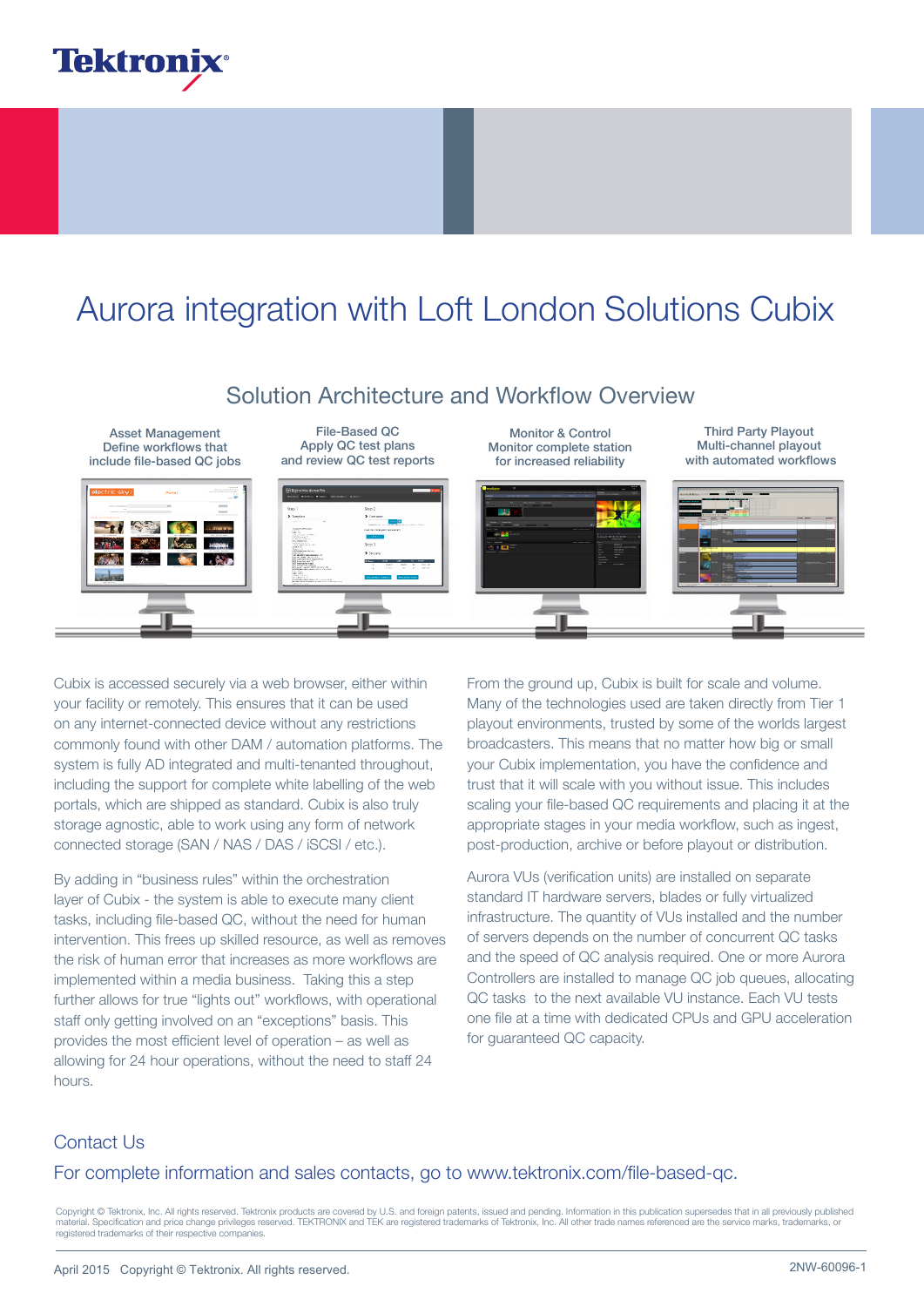# Aurora integration with Loft London Solutions Cubix

## Solution Architecture and Workflow Overview

Asset Management
Define workflows that include file-based QC jobs

File-Based QC
Apply QC test plans and review QC test reports

Monitor & Control
Monitor complete station for increased reliability

Third Party Playout
Multi-channel playout with automated workflows

Cubix is accessed securely via a web browser, either within your facility or remotely. This ensures that it can be used on any internet-connected device without any restrictions commonly found with other DAM / automation platforms. The system is fully AD integrated and multi-tenanted throughout, including the support for complete white labelling of the web portals, which are shipped as standard. Cubix is also truly storage agnostic, able to work using any form of network connected storage (SAN / NAS / DAS / iSCSI / etc.).

By adding in "business rules" within the orchestration layer of Cubix - the system is able to execute many client tasks, including file-based QC, without the need for human intervention. This frees up skilled resource, as well as removes the risk of human error that increases as more workflows are implemented within a media business. Taking this a step further allows for true "lights out" workflows, with operational staff only getting involved on an "exceptions" basis. This provides the most efficient level of operation – as well as allowing for 24 hour operations, without the need to staff 24 hours.

From the ground up, Cubix is built for scale and volume. Many of the technologies used are taken directly from Tier 1 playout environments, trusted by some of the worlds largest broadcasters. This means that no matter how big or small your Cubix implementation, you have the confidence and trust that it will scale with you without issue. This includes scaling your file-based QC requirements and placing it at the appropriate stages in your media workflow, such as ingest, post-production, archive or before playout or distribution.

Aurora VUs (verification units) are installed on separate standard IT hardware servers, blades or fully virtualized infrastructure. The quantity of VUs installed and the number of servers depends on the number of concurrent QC tasks and the speed of QC analysis required. One or more Aurora Controllers are installed to manage QC job queues, allocating QC tasks to the next available VU instance. Each VU tests one file at a time with dedicated CPUs and GPU acceleration for guaranteed QC capacity.

## Contact Us

For complete information and sales contacts, go to www.tektronix.com/file-based-qc.

Copyright © Tektronix, Inc. All rights reserved. Tektronix products are covered by U.S. and foreign patents, issued and pending. Information in this publication supersedes that in all previously published material. Specification and price change privileges reserved. TEKTRONIX and TEK are registered trademarks of Tektronix, Inc. All other trade names referenced are the service marks, trademarks, or registered trademarks of their respective companies.

April 2015 Copyright © Tektronix. All rights reserved. 2NW-60096-1